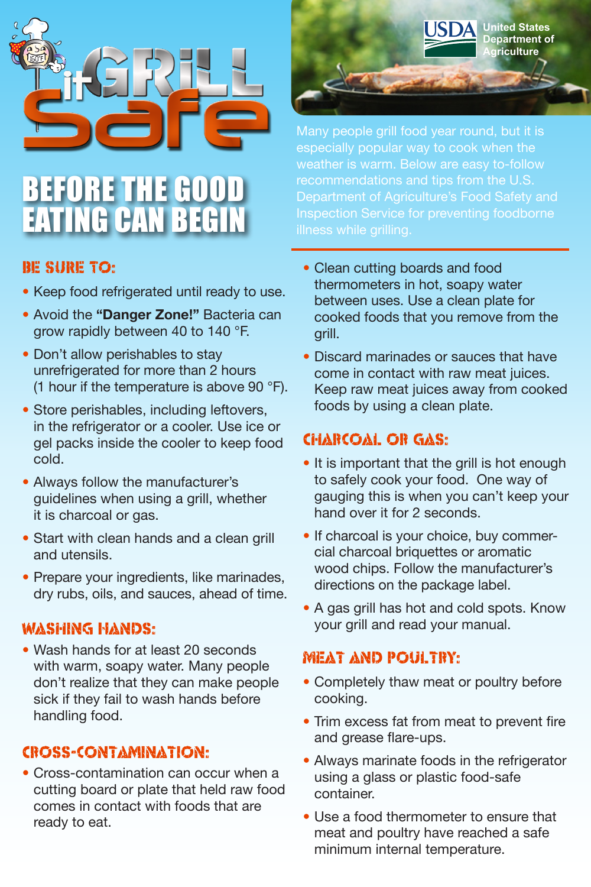# Grill it Safe

United States Department of Agriculture

## BEFORE THE GOOD EATING CAN BEGIN

Many people grill food year round, but it is especially popular way to cook when the weather is warm. Below are easy to-follow recommendations and tips from the U.S. Department of Agriculture's Food Safety and Inspection Service for preventing foodborne illness while grilling.

### BE SURE TO:

- Keep food refrigerated until ready to use.
- Avoid the **"Danger Zone!"** Bacteria can grow rapidly between 40 to 140 °F.
- Don't allow perishables to stay unrefrigerated for more than 2 hours (1 hour if the temperature is above 90 °F).
- Store perishables, including leftovers, in the refrigerator or a cooler. Use ice or gel packs inside the cooler to keep food cold.
- Always follow the manufacturer's guidelines when using a grill, whether it is charcoal or gas.
- Start with clean hands and a clean grill and utensils.
- Prepare your ingredients, like marinades, dry rubs, oils, and sauces, ahead of time.

### WASHING HANDS:

- Wash hands for at least 20 seconds with warm, soapy water. Many people don't realize that they can make people sick if they fail to wash hands before handling food.

### CROSS-CONTAMINATION:

- Cross-contamination can occur when a cutting board or plate that held raw food comes in contact with foods that are ready to eat.
- Clean cutting boards and food thermometers in hot, soapy water between uses. Use a clean plate for cooked foods that you remove from the grill.
- Discard marinades or sauces that have come in contact with raw meat juices. Keep raw meat juices away from cooked foods by using a clean plate.

### CHARCOAL OR GAS:

- It is important that the grill is hot enough to safely cook your food. One way of gauging this is when you can't keep your hand over it for 2 seconds.
- If charcoal is your choice, buy commercial charcoal briquettes or aromatic wood chips. Follow the manufacturer's directions on the package label.
- A gas grill has hot and cold spots. Know your grill and read your manual.

### MEAT AND POULTRY:

- Completely thaw meat or poultry before cooking.
- Trim excess fat from meat to prevent fire and grease flare-ups.
- Always marinate foods in the refrigerator using a glass or plastic food-safe container.
- Use a food thermometer to ensure that meat and poultry have reached a safe minimum internal temperature.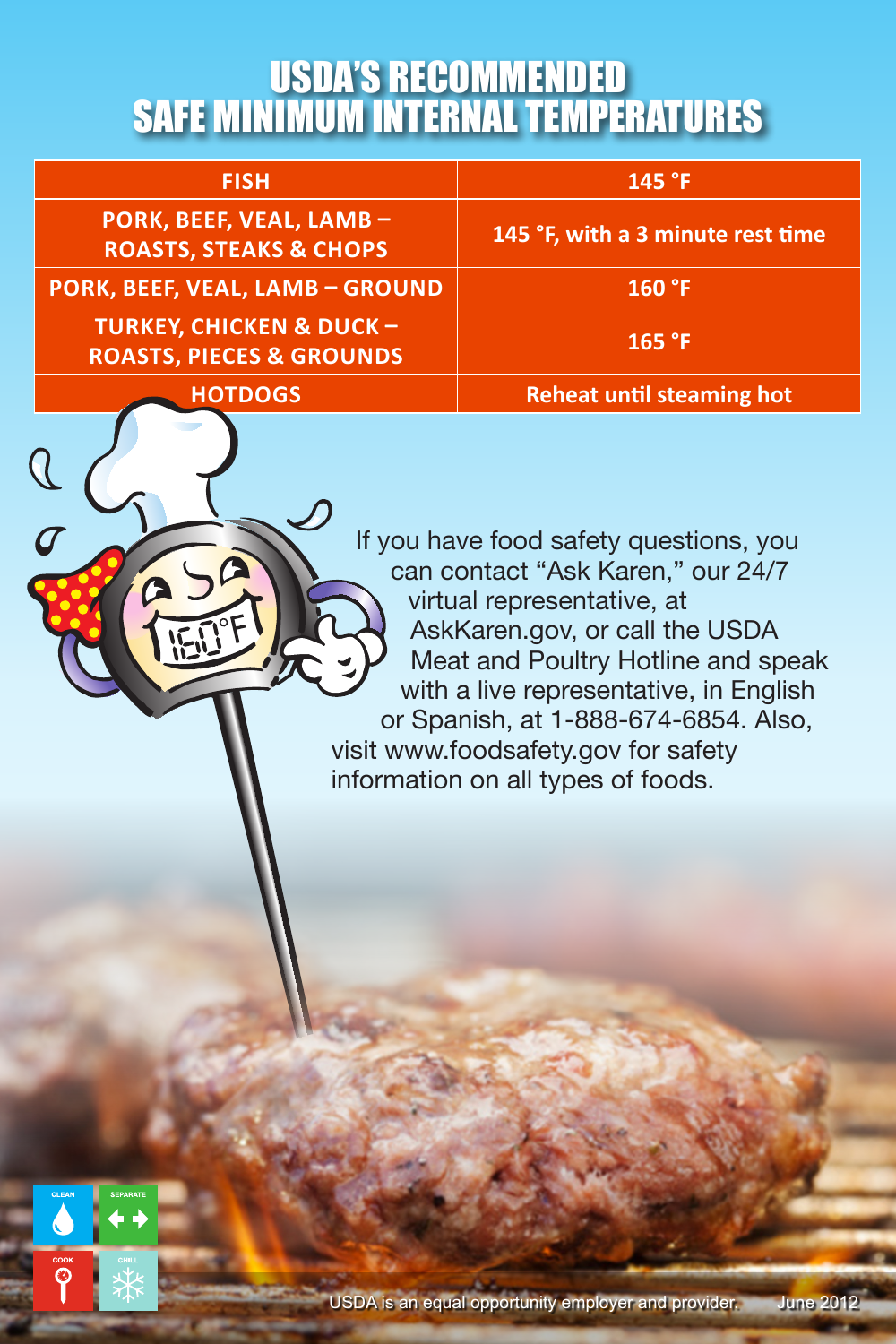# USDA'S RECOMMENDED SAFE MINIMUM INTERNAL TEMPERATURES

| | |
|---|---|
| FISH | 145 °F |
| PORK, BEEF, VEAL, LAMB – ROASTS, STEAKS & CHOPS | 145 °F, with a 3 minute rest time |
| PORK, BEEF, VEAL, LAMB – GROUND | 160 °F |
| TURKEY, CHICKEN & DUCK – ROASTS, PIECES & GROUNDS | 165 °F |
| HOTDOGS | Reheat until steaming hot |

If you have food safety questions, you can contact "Ask Karen," our 24/7 virtual representative, at AskKaren.gov, or call the USDA Meat and Poultry Hotline and speak with a live representative, in English or Spanish, at 1-888-674-6854. Also, visit www.foodsafety.gov for safety information on all types of foods.

USDA is an equal opportunity employer and provider. June 2012